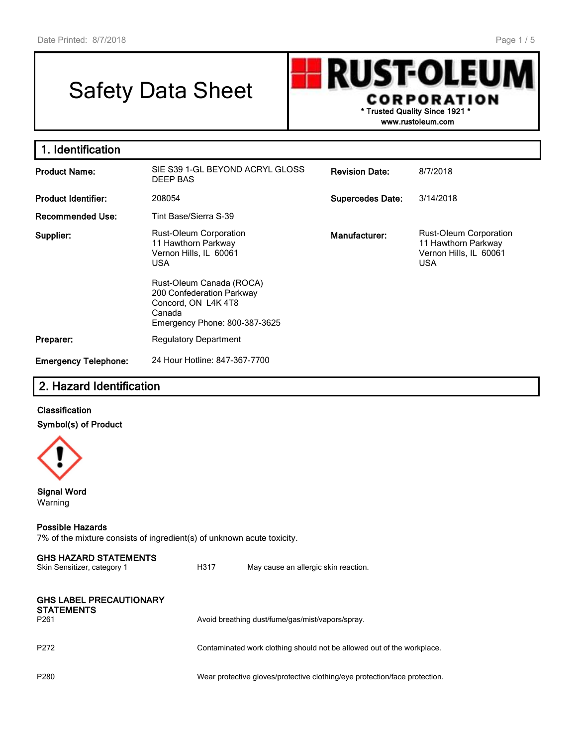# Safety Data Sheet

**RUST-OLEUM CORPORATION**
\* Trusted Quality Since 1921 \*
www.rustoleum.com

## 1. Identification

| | | | |
|---|---|---|---|
| **Product Name:** | SIE S39 1-GL BEYOND ACRYL GLOSS DEEP BAS | **Revision Date:** | 8/7/2018 |
| **Product Identifier:** | 208054 | **Supercedes Date:** | 3/14/2018 |
| **Recommended Use:** | Tint Base/Sierra S-39 | | |
| **Supplier:** | Rust-Oleum Corporation<br>11 Hawthorn Parkway<br>Vernon Hills, IL 60061<br>USA<br><br>Rust-Oleum Canada (ROCA)<br>200 Confederation Parkway<br>Concord, ON L4K 4T8<br>Canada<br>Emergency Phone: 800-387-3625 | **Manufacturer:** | Rust-Oleum Corporation<br>11 Hawthorn Parkway<br>Vernon Hills, IL 60061<br>USA |
| **Preparer:** | Regulatory Department | | |
| **Emergency Telephone:** | 24 Hour Hotline: 847-367-7700 | | |

## 2. Hazard Identification

### Classification

### Symbol(s) of Product

### Signal Word

Warning

### Possible Hazards

7% of the mixture consists of ingredient(s) of unknown acute toxicity.

### GHS HAZARD STATEMENTS

| | | |
|---|---|---|
| Skin Sensitizer, category 1 | H317 | May cause an allergic skin reaction. |

### GHS LABEL PRECAUTIONARY STATEMENTS

| | |
|---|---|
| P261 | Avoid breathing dust/fume/gas/mist/vapors/spray. |
| P272 | Contaminated work clothing should not be allowed out of the workplace. |
| P280 | Wear protective gloves/protective clothing/eye protection/face protection. |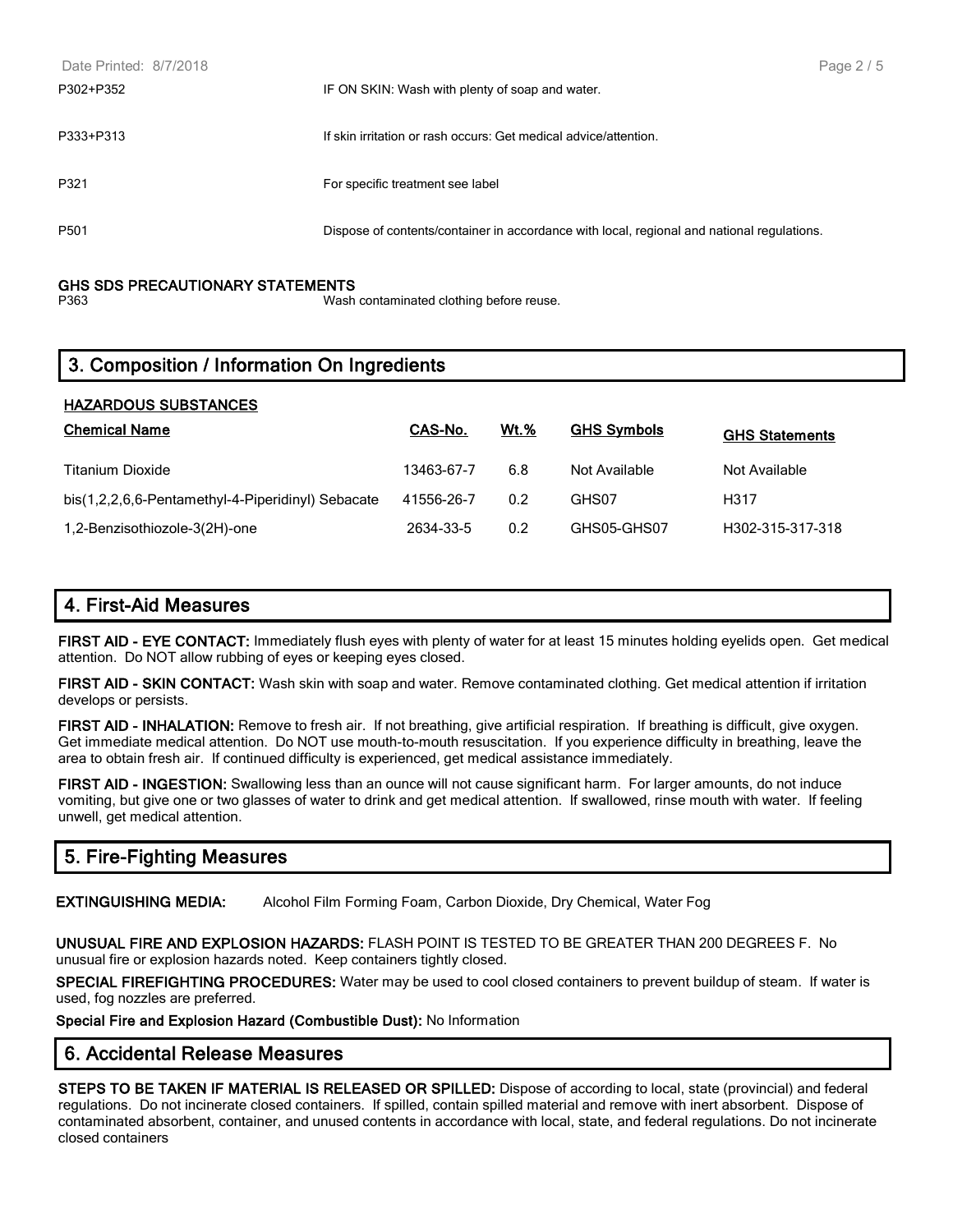| | |
|---|---|
| P302+P352 | IF ON SKIN: Wash with plenty of soap and water. |
| P333+P313 | If skin irritation or rash occurs: Get medical advice/attention. |
| P321 | For specific treatment see label |
| P501 | Dispose of contents/container in accordance with local, regional and national regulations. |

**GHS SDS PRECAUTIONARY STATEMENTS**

| | |
|---|---|
| P363 | Wash contaminated clothing before reuse. |

## 3. Composition / Information On Ingredients

**HAZARDOUS SUBSTANCES**

| Chemical Name | CAS-No. | Wt.% | GHS Symbols | GHS Statements |
|---|---|---|---|---|
| Titanium Dioxide | 13463-67-7 | 6.8 | Not Available | Not Available |
| bis(1,2,2,6,6-Pentamethyl-4-Piperidinyl) Sebacate | 41556-26-7 | 0.2 | GHS07 | H317 |
| 1,2-Benzisothiozole-3(2H)-one | 2634-33-5 | 0.2 | GHS05-GHS07 | H302-315-317-318 |

## 4. First-Aid Measures

**FIRST AID - EYE CONTACT:** Immediately flush eyes with plenty of water for at least 15 minutes holding eyelids open. Get medical attention. Do NOT allow rubbing of eyes or keeping eyes closed.

**FIRST AID - SKIN CONTACT:** Wash skin with soap and water. Remove contaminated clothing. Get medical attention if irritation develops or persists.

**FIRST AID - INHALATION:** Remove to fresh air. If not breathing, give artificial respiration. If breathing is difficult, give oxygen. Get immediate medical attention. Do NOT use mouth-to-mouth resuscitation. If you experience difficulty in breathing, leave the area to obtain fresh air. If continued difficulty is experienced, get medical assistance immediately.

**FIRST AID - INGESTION:** Swallowing less than an ounce will not cause significant harm. For larger amounts, do not induce vomiting, but give one or two glasses of water to drink and get medical attention. If swallowed, rinse mouth with water. If feeling unwell, get medical attention.

## 5. Fire-Fighting Measures

**EXTINGUISHING MEDIA:** Alcohol Film Forming Foam, Carbon Dioxide, Dry Chemical, Water Fog

**UNUSUAL FIRE AND EXPLOSION HAZARDS:** FLASH POINT IS TESTED TO BE GREATER THAN 200 DEGREES F. No unusual fire or explosion hazards noted. Keep containers tightly closed.

**SPECIAL FIREFIGHTING PROCEDURES:** Water may be used to cool closed containers to prevent buildup of steam. If water is used, fog nozzles are preferred.

**Special Fire and Explosion Hazard (Combustible Dust):** No Information

## 6. Accidental Release Measures

**STEPS TO BE TAKEN IF MATERIAL IS RELEASED OR SPILLED:** Dispose of according to local, state (provincial) and federal regulations. Do not incinerate closed containers. If spilled, contain spilled material and remove with inert absorbent. Dispose of contaminated absorbent, container, and unused contents in accordance with local, state, and federal regulations. Do not incinerate closed containers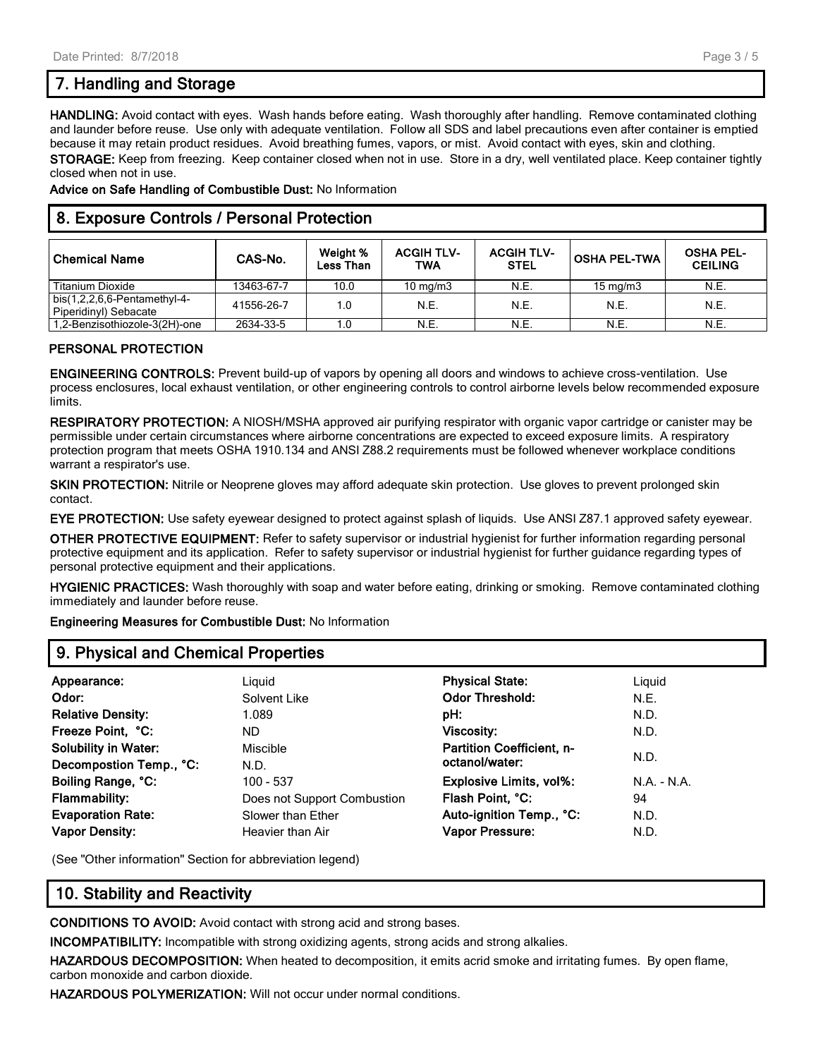## 7. Handling and Storage

**HANDLING:** Avoid contact with eyes. Wash hands before eating. Wash thoroughly after handling. Remove contaminated clothing and launder before reuse. Use only with adequate ventilation. Follow all SDS and label precautions even after container is emptied because it may retain product residues. Avoid breathing fumes, vapors, or mist. Avoid contact with eyes, skin and clothing.

**STORAGE:** Keep from freezing. Keep container closed when not in use. Store in a dry, well ventilated place. Keep container tightly closed when not in use.

**Advice on Safe Handling of Combustible Dust:** No Information

## 8. Exposure Controls / Personal Protection

| Chemical Name | CAS-No. | Weight % Less Than | ACGIH TLV-TWA | ACGIH TLV-STEL | OSHA PEL-TWA | OSHA PEL-CEILING |
|---|---|---|---|---|---|---|
| Titanium Dioxide | 13463-67-7 | 10.0 | 10 mg/m3 | N.E. | 15 mg/m3 | N.E. |
| bis(1,2,2,6,6-Pentamethyl-4-Piperidinyl) Sebacate | 41556-26-7 | 1.0 | N.E. | N.E. | N.E. | N.E. |
| 1,2-Benzisothiozole-3(2H)-one | 2634-33-5 | 1.0 | N.E. | N.E. | N.E. | N.E. |

### PERSONAL PROTECTION

**ENGINEERING CONTROLS:** Prevent build-up of vapors by opening all doors and windows to achieve cross-ventilation. Use process enclosures, local exhaust ventilation, or other engineering controls to control airborne levels below recommended exposure limits.

**RESPIRATORY PROTECTION:** A NIOSH/MSHA approved air purifying respirator with organic vapor cartridge or canister may be permissible under certain circumstances where airborne concentrations are expected to exceed exposure limits. A respiratory protection program that meets OSHA 1910.134 and ANSI Z88.2 requirements must be followed whenever workplace conditions warrant a respirator's use.

**SKIN PROTECTION:** Nitrile or Neoprene gloves may afford adequate skin protection. Use gloves to prevent prolonged skin contact.

**EYE PROTECTION:** Use safety eyewear designed to protect against splash of liquids. Use ANSI Z87.1 approved safety eyewear.

**OTHER PROTECTIVE EQUIPMENT:** Refer to safety supervisor or industrial hygienist for further information regarding personal protective equipment and its application. Refer to safety supervisor or industrial hygienist for further guidance regarding types of personal protective equipment and their applications.

**HYGIENIC PRACTICES:** Wash thoroughly with soap and water before eating, drinking or smoking. Remove contaminated clothing immediately and launder before reuse.

**Engineering Measures for Combustible Dust:** No Information

## 9. Physical and Chemical Properties

| | | | |
|---|---|---|---|
| **Appearance:** | Liquid | **Physical State:** | Liquid |
| **Odor:** | Solvent Like | **Odor Threshold:** | N.E. |
| **Relative Density:** | 1.089 | **pH:** | N.D. |
| **Freeze Point, °C:** | ND | **Viscosity:** | N.D. |
| **Solubility in Water:** | Miscible | **Partition Coefficient, n-octanol/water:** | N.D. |
| **Decompostion Temp., °C:** | N.D. | | |
| **Boiling Range, °C:** | 100 - 537 | **Explosive Limits, vol%:** | N.A. - N.A. |
| **Flammability:** | Does not Support Combustion | **Flash Point, °C:** | 94 |
| **Evaporation Rate:** | Slower than Ether | **Auto-ignition Temp., °C:** | N.D. |
| **Vapor Density:** | Heavier than Air | **Vapor Pressure:** | N.D. |

(See "Other information" Section for abbreviation legend)

## 10. Stability and Reactivity

**CONDITIONS TO AVOID:** Avoid contact with strong acid and strong bases.

**INCOMPATIBILITY:** Incompatible with strong oxidizing agents, strong acids and strong alkalies.

**HAZARDOUS DECOMPOSITION:** When heated to decomposition, it emits acrid smoke and irritating fumes. By open flame, carbon monoxide and carbon dioxide.

**HAZARDOUS POLYMERIZATION:** Will not occur under normal conditions.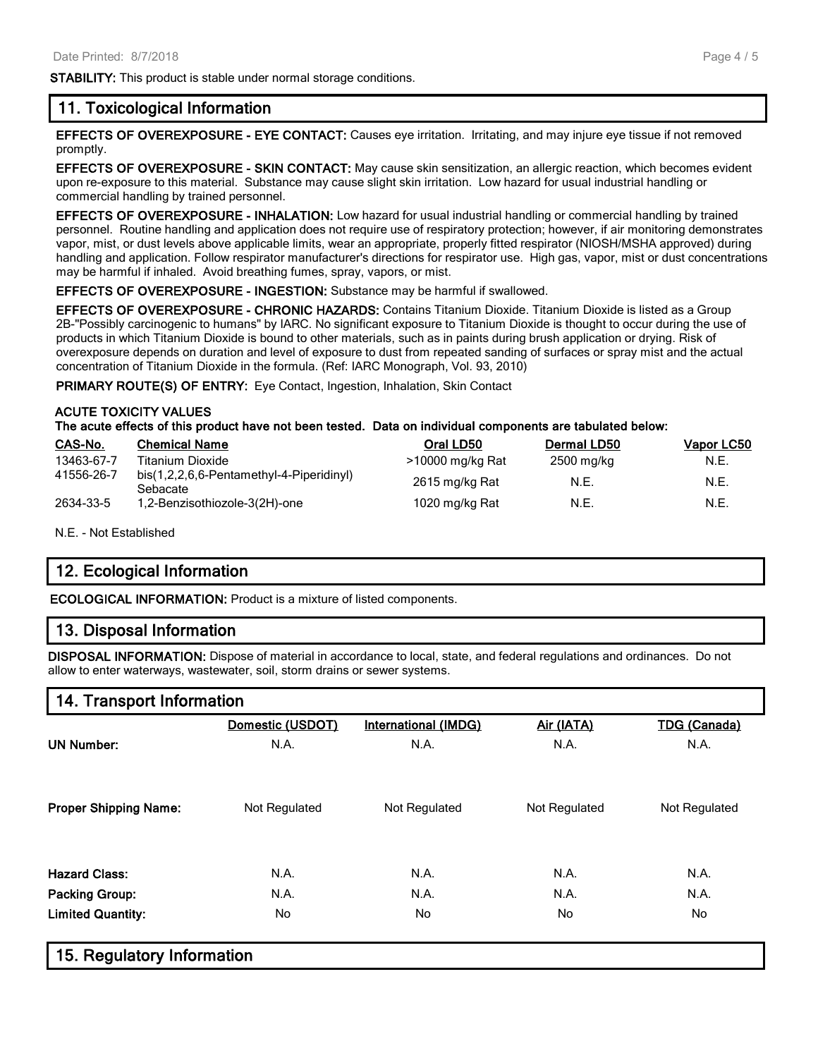**STABILITY:** This product is stable under normal storage conditions.

## 11. Toxicological Information

**EFFECTS OF OVEREXPOSURE - EYE CONTACT:** Causes eye irritation. Irritating, and may injure eye tissue if not removed promptly.

**EFFECTS OF OVEREXPOSURE - SKIN CONTACT:** May cause skin sensitization, an allergic reaction, which becomes evident upon re-exposure to this material. Substance may cause slight skin irritation. Low hazard for usual industrial handling or commercial handling by trained personnel.

**EFFECTS OF OVEREXPOSURE - INHALATION:** Low hazard for usual industrial handling or commercial handling by trained personnel. Routine handling and application does not require use of respiratory protection; however, if air monitoring demonstrates vapor, mist, or dust levels above applicable limits, wear an appropriate, properly fitted respirator (NIOSH/MSHA approved) during handling and application. Follow respirator manufacturer's directions for respirator use. High gas, vapor, mist or dust concentrations may be harmful if inhaled. Avoid breathing fumes, spray, vapors, or mist.

**EFFECTS OF OVEREXPOSURE - INGESTION:** Substance may be harmful if swallowed.

**EFFECTS OF OVEREXPOSURE - CHRONIC HAZARDS:** Contains Titanium Dioxide. Titanium Dioxide is listed as a Group 2B-"Possibly carcinogenic to humans" by IARC. No significant exposure to Titanium Dioxide is thought to occur during the use of products in which Titanium Dioxide is bound to other materials, such as in paints during brush application or drying. Risk of overexposure depends on duration and level of exposure to dust from repeated sanding of surfaces or spray mist and the actual concentration of Titanium Dioxide in the formula. (Ref: IARC Monograph, Vol. 93, 2010)

**PRIMARY ROUTE(S) OF ENTRY:** Eye Contact, Ingestion, Inhalation, Skin Contact

**ACUTE TOXICITY VALUES**
**The acute effects of this product have not been tested. Data on individual components are tabulated below:**

| CAS-No. | Chemical Name | Oral LD50 | Dermal LD50 | Vapor LC50 |
|---|---|---|---|---|
| 13463-67-7 | Titanium Dioxide | >10000 mg/kg Rat | 2500 mg/kg | N.E. |
| 41556-26-7 | bis(1,2,2,6,6-Pentamethyl-4-Piperidinyl) Sebacate | 2615 mg/kg Rat | N.E. | N.E. |
| 2634-33-5 | 1,2-Benzisothiozole-3(2H)-one | 1020 mg/kg Rat | N.E. | N.E. |

N.E. - Not Established

## 12. Ecological Information

**ECOLOGICAL INFORMATION:** Product is a mixture of listed components.

## 13. Disposal Information

**DISPOSAL INFORMATION:** Dispose of material in accordance to local, state, and federal regulations and ordinances. Do not allow to enter waterways, wastewater, soil, storm drains or sewer systems.

## 14. Transport Information

| | Domestic (USDOT) | International (IMDG) | Air (IATA) | TDG (Canada) |
|---|---|---|---|---|
| **UN Number:** | N.A. | N.A. | N.A. | N.A. |
| **Proper Shipping Name:** | Not Regulated | Not Regulated | Not Regulated | Not Regulated |
| **Hazard Class:** | N.A. | N.A. | N.A. | N.A. |
| **Packing Group:** | N.A. | N.A. | N.A. | N.A. |
| **Limited Quantity:** | No | No | No | No |

## 15. Regulatory Information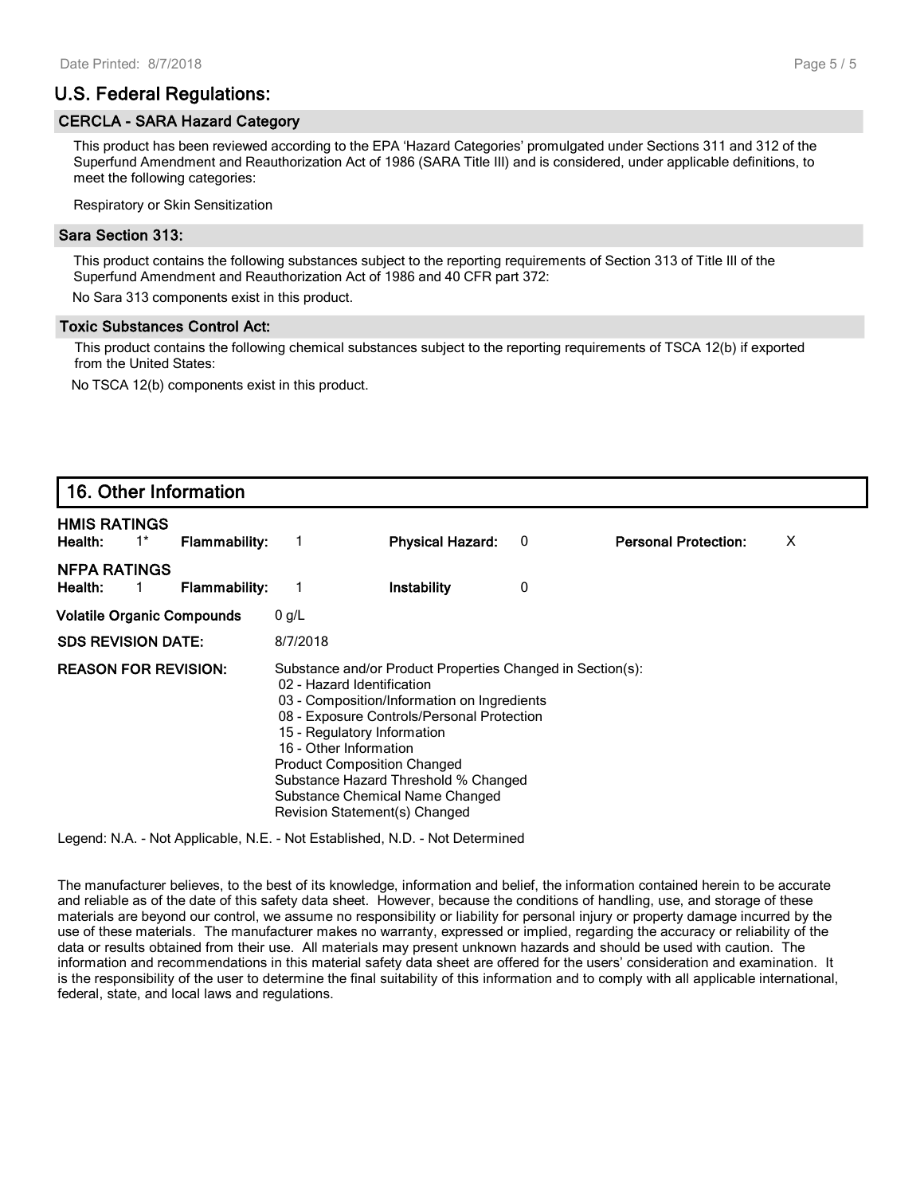## U.S. Federal Regulations:

### CERCLA - SARA Hazard Category

This product has been reviewed according to the EPA 'Hazard Categories' promulgated under Sections 311 and 312 of the Superfund Amendment and Reauthorization Act of 1986 (SARA Title III) and is considered, under applicable definitions, to meet the following categories:

Respiratory or Skin Sensitization

### Sara Section 313:

This product contains the following substances subject to the reporting requirements of Section 313 of Title III of the Superfund Amendment and Reauthorization Act of 1986 and 40 CFR part 372:

No Sara 313 components exist in this product.

### Toxic Substances Control Act:

This product contains the following chemical substances subject to the reporting requirements of TSCA 12(b) if exported from the United States:

No TSCA 12(b) components exist in this product.

## 16. Other Information

**HMIS RATINGS**

| | | | | | | | |
|---|---|---|---|---|---|---|---|
| **Health:** | 1* | **Flammability:** | 1 | **Physical Hazard:** | 0 | **Personal Protection:** | X |

**NFPA RATINGS**

| | | | | | |
|---|---|---|---|---|---|
| **Health:** | 1 | **Flammability:** | 1 | **Instability** | 0 |

**Volatile Organic Compounds** 0 g/L

**SDS REVISION DATE:** 8/7/2018

**REASON FOR REVISION:** Substance and/or Product Properties Changed in Section(s):
02 - Hazard Identification
03 - Composition/Information on Ingredients
08 - Exposure Controls/Personal Protection
15 - Regulatory Information
16 - Other Information
Product Composition Changed
Substance Hazard Threshold % Changed
Substance Chemical Name Changed
Revision Statement(s) Changed

Legend: N.A. - Not Applicable, N.E. - Not Established, N.D. - Not Determined

The manufacturer believes, to the best of its knowledge, information and belief, the information contained herein to be accurate and reliable as of the date of this safety data sheet. However, because the conditions of handling, use, and storage of these materials are beyond our control, we assume no responsibility or liability for personal injury or property damage incurred by the use of these materials. The manufacturer makes no warranty, expressed or implied, regarding the accuracy or reliability of the data or results obtained from their use. All materials may present unknown hazards and should be used with caution. The information and recommendations in this material safety data sheet are offered for the users' consideration and examination. It is the responsibility of the user to determine the final suitability of this information and to comply with all applicable international, federal, state, and local laws and regulations.